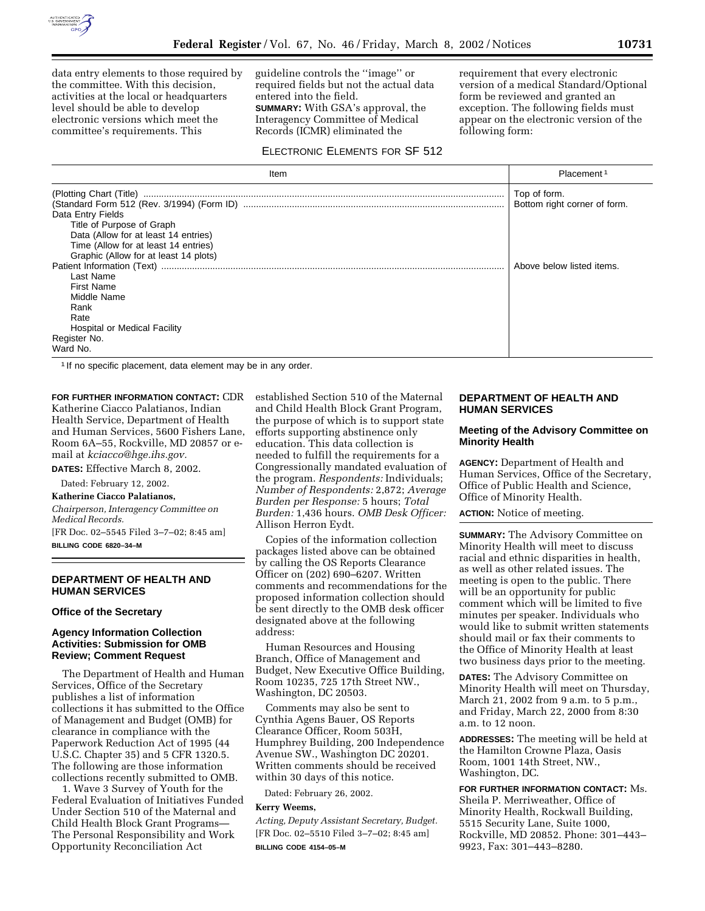data entry elements to those required by the committee. With this decision, activities at the local or headquarters level should be able to develop electronic versions which meet the committee's requirements. This guideline controls the ''image'' or required fields but not the actual data entered into the field.

**SUMMARY:** With GSA's approval, the Interagency Committee of Medical Records (ICMR) eliminated the requirement that every electronic version of a medical Standard/Optional form be reviewed and granted an exception. The following fields must appear on the electronic version of the following form:

ELECTRONIC ELEMENTS FOR SF 512

| Item | Placement [1] |
| --- | --- |
| (Plotting Chart (Title) | Top of form. |
| (Standard Form 512 (Rev. 3/1994) (Form ID) | Bottom right corner of form. |
| Data Entry Fields | |
| Title of Purpose of Graph | |
| Data (Allow for at least 14 entries) | |
| Time (Allow for at least 14 entries) | |
| Graphic (Allow for at least 14 plots) | |
| Patient Information (Text) | Above below listed items. |
| Last Name | |
| First Name | |
| Middle Name | |
| Rank | |
| Rate | |
| Hospital or Medical Facility | |
| Register No. | |
| Ward No. | |

[1] If no specific placement, data element may be in any order.

**FOR FURTHER INFORMATION CONTACT:** CDR Katherine Ciacco Palatianos, Indian Health Service, Department of Health and Human Services, 5600 Fishers Lane, Room 6A–55, Rockville, MD 20857 or e-mail at *kciacco@hge.ihs.gov.*

**DATES:** Effective March 8, 2002.

Dated: February 12, 2002.

**Katherine Ciacco Palatianos,**

*Chairperson, Interagency Committee on Medical Records.*

[FR Doc. 02–5545 Filed 3–7–02; 8:45 am]

**BILLING CODE 6820–34–M**

## DEPARTMENT OF HEALTH AND HUMAN SERVICES

### Office of the Secretary

### Agency Information Collection Activities: Submission for OMB Review; Comment Request

The Department of Health and Human Services, Office of the Secretary publishes a list of information collections it has submitted to the Office of Management and Budget (OMB) for clearance in compliance with the Paperwork Reduction Act of 1995 (44 U.S.C. Chapter 35) and 5 CFR 1320.5. The following are those information collections recently submitted to OMB.

1. Wave 3 Survey of Youth for the Federal Evaluation of Initiatives Funded Under Section 510 of the Maternal and Child Health Block Grant Programs—The Personal Responsibility and Work Opportunity Reconciliation Act established Section 510 of the Maternal and Child Health Block Grant Program, the purpose of which is to support state efforts supporting abstinence only education. This data collection is needed to fulfill the requirements for a Congressionally mandated evaluation of the program. *Respondents:* Individuals; *Number of Respondents:* 2,872; *Average Burden per Response:* 5 hours; *Total Burden:* 1,436 hours. *OMB Desk Officer:* Allison Herron Eydt.

Copies of the information collection packages listed above can be obtained by calling the OS Reports Clearance Officer on (202) 690–6207. Written comments and recommendations for the proposed information collection should be sent directly to the OMB desk officer designated above at the following address:

Human Resources and Housing Branch, Office of Management and Budget, New Executive Office Building, Room 10235, 725 17th Street NW., Washington, DC 20503.

Comments may also be sent to Cynthia Agens Bauer, OS Reports Clearance Officer, Room 503H, Humphrey Building, 200 Independence Avenue SW., Washington DC 20201. Written comments should be received within 30 days of this notice.

Dated: February 26, 2002.

**Kerry Weems,**

*Acting, Deputy Assistant Secretary, Budget.*

[FR Doc. 02–5510 Filed 3–7–02; 8:45 am]

**BILLING CODE 4154–05–M**

## DEPARTMENT OF HEALTH AND HUMAN SERVICES

### Meeting of the Advisory Committee on Minority Health

**AGENCY:** Department of Health and Human Services, Office of the Secretary, Office of Public Health and Science, Office of Minority Health.

**ACTION:** Notice of meeting.

**SUMMARY:** The Advisory Committee on Minority Health will meet to discuss racial and ethnic disparities in health, as well as other related issues. The meeting is open to the public. There will be an opportunity for public comment which will be limited to five minutes per speaker. Individuals who would like to submit written statements should mail or fax their comments to the Office of Minority Health at least two business days prior to the meeting.

**DATES:** The Advisory Committee on Minority Health will meet on Thursday, March 21, 2002 from 9 a.m. to 5 p.m., and Friday, March 22, 2000 from 8:30 a.m. to 12 noon.

**ADDRESSES:** The meeting will be held at the Hamilton Crowne Plaza, Oasis Room, 1001 14th Street, NW., Washington, DC.

**FOR FURTHER INFORMATION CONTACT:** Ms. Sheila P. Merriweather, Office of Minority Health, Rockwall Building, 5515 Security Lane, Suite 1000, Rockville, MD 20852. Phone: 301–443–9923, Fax: 301–443–8280.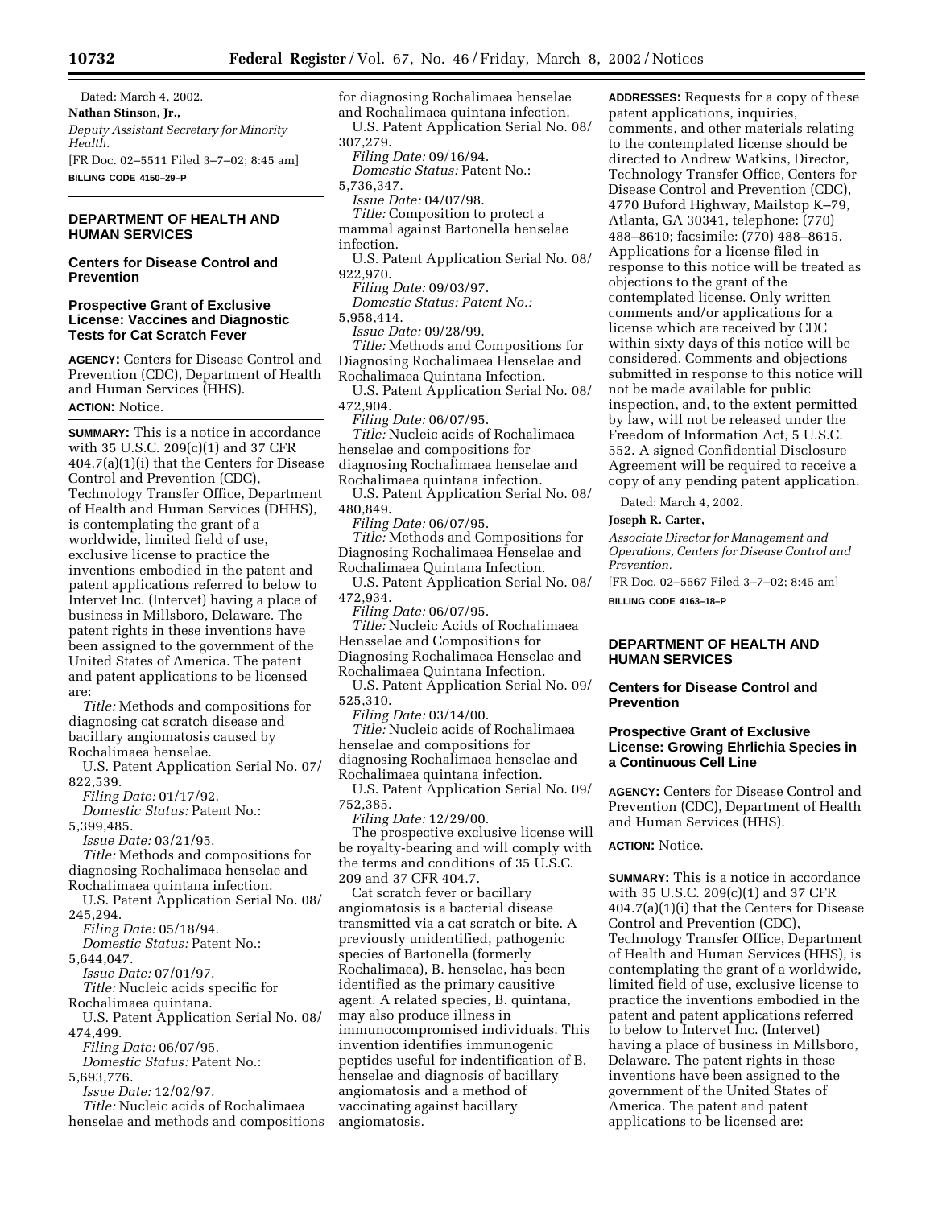Dated: March 4, 2002.

**Nathan Stinson, Jr.,**

*Deputy Assistant Secretary for Minority Health.*

[FR Doc. 02–5511 Filed 3–7–02; 8:45 am]

**BILLING CODE 4150–29–P**

## DEPARTMENT OF HEALTH AND HUMAN SERVICES

### Centers for Disease Control and Prevention

### Prospective Grant of Exclusive License: Vaccines and Diagnostic Tests for Cat Scratch Fever

**AGENCY:** Centers for Disease Control and Prevention (CDC), Department of Health and Human Services (HHS).

**ACTION:** Notice.

**SUMMARY:** This is a notice in accordance with 35 U.S.C. 209(c)(1) and 37 CFR 404.7(a)(1)(i) that the Centers for Disease Control and Prevention (CDC), Technology Transfer Office, Department of Health and Human Services (DHHS), is contemplating the grant of a worldwide, limited field of use, exclusive license to practice the inventions embodied in the patent and patent applications referred to below to Intervet Inc. (Intervet) having a place of business in Millsboro, Delaware. The patent rights in these inventions have been assigned to the government of the United States of America. The patent and patent applications to be licensed are:

*Title:* Methods and compositions for diagnosing cat scratch disease and bacillary angiomatosis caused by Rochalimaea henselae.

U.S. Patent Application Serial No. 07/822,539.

*Filing Date:* 01/17/92.

*Domestic Status:* Patent No.: 5,399,485.

*Issue Date:* 03/21/95.

*Title:* Methods and compositions for diagnosing Rochalimaea henselae and Rochalimaea quintana infection.

U.S. Patent Application Serial No. 08/245,294.

*Filing Date:* 05/18/94.

*Domestic Status:* Patent No.: 5,644,047.

*Issue Date:* 07/01/97.

*Title:* Nucleic acids specific for Rochalimaea quintana.

U.S. Patent Application Serial No. 08/474,499.

*Filing Date:* 06/07/95.

*Domestic Status:* Patent No.: 5,693,776.

*Issue Date:* 12/02/97.

*Title:* Nucleic acids of Rochalimaea henselae and methods and compositions for diagnosing Rochalimaea henselae and Rochalimaea quintana infection.

U.S. Patent Application Serial No. 08/307,279.

*Filing Date:* 09/16/94.

*Domestic Status:* Patent No.: 5,736,347.

*Issue Date:* 04/07/98.

*Title:* Composition to protect a mammal against Bartonella henselae infection.

U.S. Patent Application Serial No. 08/922,970.

*Filing Date:* 09/03/97.

*Domestic Status: Patent No.:* 5,958,414.

*Issue Date:* 09/28/99.

*Title:* Methods and Compositions for Diagnosing Rochalimaea Henselae and Rochalimaea Quintana Infection.

U.S. Patent Application Serial No. 08/472,904.

*Filing Date:* 06/07/95.

*Title:* Nucleic acids of Rochalimaea henselae and compositions for diagnosing Rochalimaea henselae and Rochalimaea quintana infection.

U.S. Patent Application Serial No. 08/480,849.

*Filing Date:* 06/07/95.

*Title:* Methods and Compositions for Diagnosing Rochalimaea Henselae and Rochalimaea Quintana Infection.

U.S. Patent Application Serial No. 08/472,934.

*Filing Date:* 06/07/95.

*Title:* Nucleic Acids of Rochalimaea Hensselae and Compositions for Diagnosing Rochalimaea Henselae and Rochalimaea Quintana Infection.

U.S. Patent Application Serial No. 09/525,310.

*Filing Date:* 03/14/00.

*Title:* Nucleic acids of Rochalimaea henselae and compositions for diagnosing Rochalimaea henselae and Rochalimaea quintana infection.

U.S. Patent Application Serial No. 09/752,385.

*Filing Date:* 12/29/00.

The prospective exclusive license will be royalty-bearing and will comply with the terms and conditions of 35 U.S.C. 209 and 37 CFR 404.7.

Cat scratch fever or bacillary angiomatosis is a bacterial disease transmitted via a cat scratch or bite. A previously unidentified, pathogenic species of Bartonella (formerly Rochalimaea), B. henselae, has been identified as the primary causitive agent. A related species, B. quintana, may also produce illness in immunocompromised individuals. This invention identifies immunogenic peptides useful for indentification of B. henselae and diagnosis of bacillary angiomatosis and a method of vaccinating against bacillary angiomatosis.

**ADDRESSES:** Requests for a copy of these patent applications, inquiries, comments, and other materials relating to the contemplated license should be directed to Andrew Watkins, Director, Technology Transfer Office, Centers for Disease Control and Prevention (CDC), 4770 Buford Highway, Mailstop K–79, Atlanta, GA 30341, telephone: (770) 488–8610; facsimile: (770) 488–8615. Applications for a license filed in response to this notice will be treated as objections to the grant of the contemplated license. Only written comments and/or applications for a license which are received by CDC within sixty days of this notice will be considered. Comments and objections submitted in response to this notice will not be made available for public inspection, and, to the extent permitted by law, will not be released under the Freedom of Information Act, 5 U.S.C. 552. A signed Confidential Disclosure Agreement will be required to receive a copy of any pending patent application.

Dated: March 4, 2002.

**Joseph R. Carter,**

*Associate Director for Management and Operations, Centers for Disease Control and Prevention.*

[FR Doc. 02–5567 Filed 3–7–02; 8:45 am]

**BILLING CODE 4163–18–P**

## DEPARTMENT OF HEALTH AND HUMAN SERVICES

### Centers for Disease Control and Prevention

### Prospective Grant of Exclusive License: Growing Ehrlichia Species in a Continuous Cell Line

**AGENCY:** Centers for Disease Control and Prevention (CDC), Department of Health and Human Services (HHS).

**ACTION:** Notice.

**SUMMARY:** This is a notice in accordance with 35 U.S.C. 209(c)(1) and 37 CFR 404.7(a)(1)(i) that the Centers for Disease Control and Prevention (CDC), Technology Transfer Office, Department of Health and Human Services (HHS), is contemplating the grant of a worldwide, limited field of use, exclusive license to practice the inventions embodied in the patent and patent applications referred to below to Intervet Inc. (Intervet) having a place of business in Millsboro, Delaware. The patent rights in these inventions have been assigned to the government of the United States of America. The patent and patent applications to be licensed are: